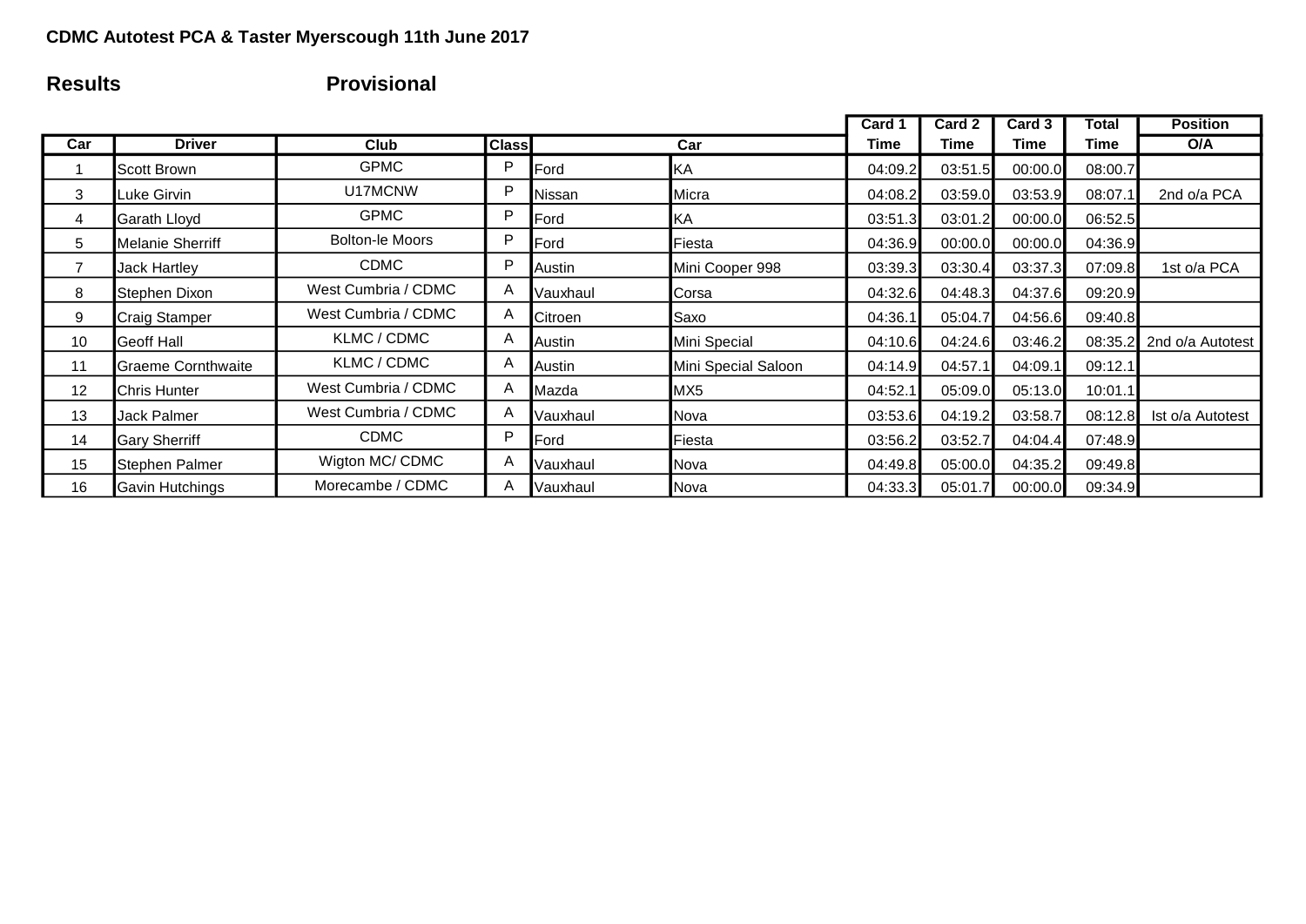**CDMC Autotest PCA & Taster Myerscough 11th June 2017**

**Results** **Provisional**

| Car | Driver | Club | Class | Car | | Card 1 Time | Card 2 Time | Card 3 Time | Total Time | Position O/A |
|---|---|---|---|---|---|---|---|---|---|---|
| 1 | Scott Brown | GPMC | P | Ford | KA | 04:09.2 | 03:51.5 | 00:00.0 | 08:00.7 | |
| 3 | Luke Girvin | U17MCNW | P | Nissan | Micra | 04:08.2 | 03:59.0 | 03:53.9 | 08:07.1 | 2nd o/a PCA |
| 4 | Garath Lloyd | GPMC | P | Ford | KA | 03:51.3 | 03:01.2 | 00:00.0 | 06:52.5 | |
| 5 | Melanie Sherriff | Bolton-le Moors | P | Ford | Fiesta | 04:36.9 | 00:00.0 | 00:00.0 | 04:36.9 | |
| 7 | Jack Hartley | CDMC | P | Austin | Mini Cooper 998 | 03:39.3 | 03:30.4 | 03:37.3 | 07:09.8 | 1st o/a PCA |
| 8 | Stephen Dixon | West Cumbria / CDMC | A | Vauxhaul | Corsa | 04:32.6 | 04:48.3 | 04:37.6 | 09:20.9 | |
| 9 | Craig Stamper | West Cumbria / CDMC | A | Citroen | Saxo | 04:36.1 | 05:04.7 | 04:56.6 | 09:40.8 | |
| 10 | Geoff Hall | KLMC / CDMC | A | Austin | Mini Special | 04:10.6 | 04:24.6 | 03:46.2 | 08:35.2 | 2nd o/a Autotest |
| 11 | Graeme Cornthwaite | KLMC / CDMC | A | Austin | Mini Special Saloon | 04:14.9 | 04:57.1 | 04:09.1 | 09:12.1 | |
| 12 | Chris Hunter | West Cumbria / CDMC | A | Mazda | MX5 | 04:52.1 | 05:09.0 | 05:13.0 | 10:01.1 | |
| 13 | Jack Palmer | West Cumbria / CDMC | A | Vauxhaul | Nova | 03:53.6 | 04:19.2 | 03:58.7 | 08:12.8 | Ist o/a Autotest |
| 14 | Gary Sherriff | CDMC | P | Ford | Fiesta | 03:56.2 | 03:52.7 | 04:04.4 | 07:48.9 | |
| 15 | Stephen Palmer | Wigton MC/ CDMC | A | Vauxhaul | Nova | 04:49.8 | 05:00.0 | 04:35.2 | 09:49.8 | |
| 16 | Gavin Hutchings | Morecambe / CDMC | A | Vauxhaul | Nova | 04:33.3 | 05:01.7 | 00:00.0 | 09:34.9 | |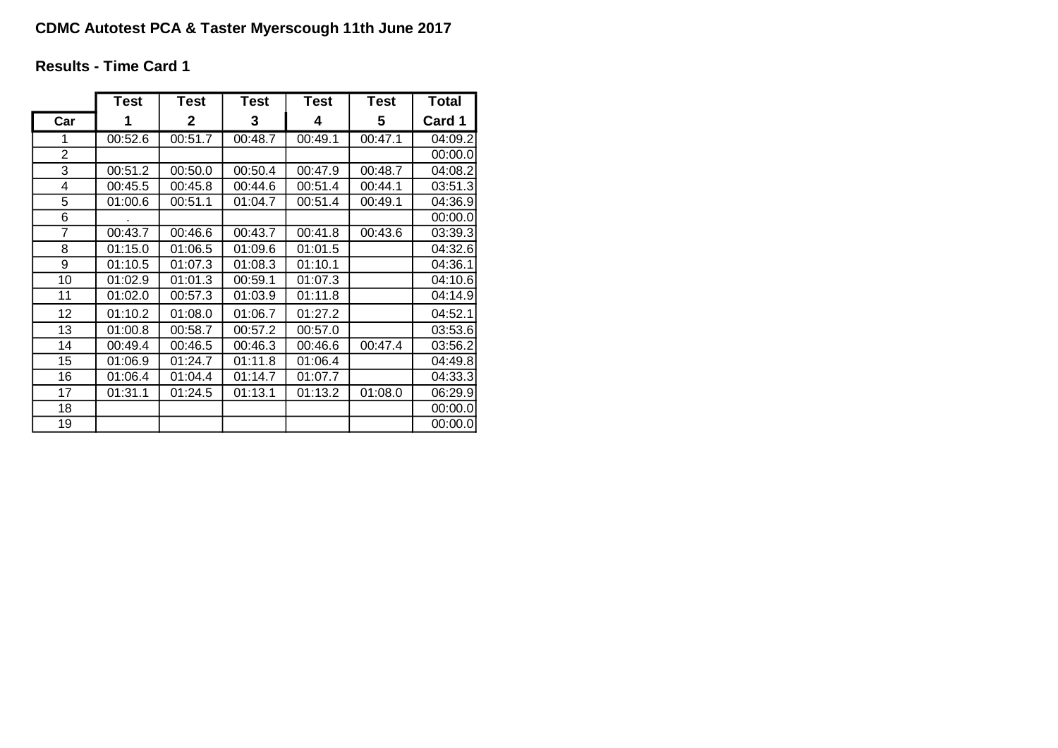**CDMC Autotest PCA & Taster Myerscough 11th June 2017**

**Results - Time Card 1**

| Car | Test 1 | Test 2 | Test 3 | Test 4 | Test 5 | Total Card 1 |
|---|---|---|---|---|---|---|
| 1 | 00:52.6 | 00:51.7 | 00:48.7 | 00:49.1 | 00:47.1 | 04:09.2 |
| 2 | | | | | | 00:00.0 |
| 3 | 00:51.2 | 00:50.0 | 00:50.4 | 00:47.9 | 00:48.7 | 04:08.2 |
| 4 | 00:45.5 | 00:45.8 | 00:44.6 | 00:51.4 | 00:44.1 | 03:51.3 |
| 5 | 01:00.6 | 00:51.1 | 01:04.7 | 00:51.4 | 00:49.1 | 04:36.9 |
| 6 | . | | | | | 00:00.0 |
| 7 | 00:43.7 | 00:46.6 | 00:43.7 | 00:41.8 | 00:43.6 | 03:39.3 |
| 8 | 01:15.0 | 01:06.5 | 01:09.6 | 01:01.5 | | 04:32.6 |
| 9 | 01:10.5 | 01:07.3 | 01:08.3 | 01:10.1 | | 04:36.1 |
| 10 | 01:02.9 | 01:01.3 | 00:59.1 | 01:07.3 | | 04:10.6 |
| 11 | 01:02.0 | 00:57.3 | 01:03.9 | 01:11.8 | | 04:14.9 |
| 12 | 01:10.2 | 01:08.0 | 01:06.7 | 01:27.2 | | 04:52.1 |
| 13 | 01:00.8 | 00:58.7 | 00:57.2 | 00:57.0 | | 03:53.6 |
| 14 | 00:49.4 | 00:46.5 | 00:46.3 | 00:46.6 | 00:47.4 | 03:56.2 |
| 15 | 01:06.9 | 01:24.7 | 01:11.8 | 01:06.4 | | 04:49.8 |
| 16 | 01:06.4 | 01:04.4 | 01:14.7 | 01:07.7 | | 04:33.3 |
| 17 | 01:31.1 | 01:24.5 | 01:13.1 | 01:13.2 | 01:08.0 | 06:29.9 |
| 18 | | | | | | 00:00.0 |
| 19 | | | | | | 00:00.0 |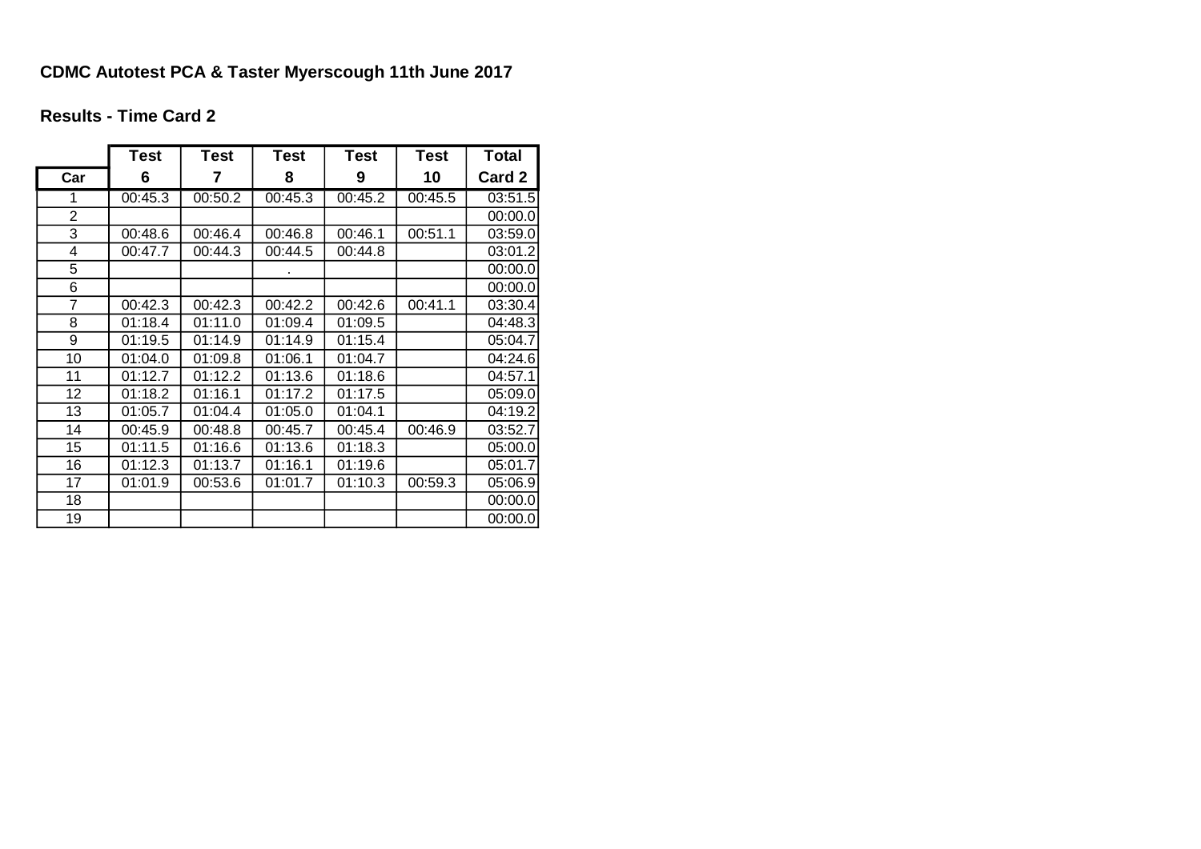**CDMC Autotest PCA & Taster Myerscough 11th June 2017**

**Results - Time Card 2**

| Car | Test 6 | Test 7 | Test 8 | Test 9 | Test 10 | Total Card 2 |
|---|---|---|---|---|---|---|
| 1 | 00:45.3 | 00:50.2 | 00:45.3 | 00:45.2 | 00:45.5 | 03:51.5 |
| 2 | | | | | | 00:00.0 |
| 3 | 00:48.6 | 00:46.4 | 00:46.8 | 00:46.1 | 00:51.1 | 03:59.0 |
| 4 | 00:47.7 | 00:44.3 | 00:44.5 | 00:44.8 | | 03:01.2 |
| 5 | | | . | | | 00:00.0 |
| 6 | | | | | | 00:00.0 |
| 7 | 00:42.3 | 00:42.3 | 00:42.2 | 00:42.6 | 00:41.1 | 03:30.4 |
| 8 | 01:18.4 | 01:11.0 | 01:09.4 | 01:09.5 | | 04:48.3 |
| 9 | 01:19.5 | 01:14.9 | 01:14.9 | 01:15.4 | | 05:04.7 |
| 10 | 01:04.0 | 01:09.8 | 01:06.1 | 01:04.7 | | 04:24.6 |
| 11 | 01:12.7 | 01:12.2 | 01:13.6 | 01:18.6 | | 04:57.1 |
| 12 | 01:18.2 | 01:16.1 | 01:17.2 | 01:17.5 | | 05:09.0 |
| 13 | 01:05.7 | 01:04.4 | 01:05.0 | 01:04.1 | | 04:19.2 |
| 14 | 00:45.9 | 00:48.8 | 00:45.7 | 00:45.4 | 00:46.9 | 03:52.7 |
| 15 | 01:11.5 | 01:16.6 | 01:13.6 | 01:18.3 | | 05:00.0 |
| 16 | 01:12.3 | 01:13.7 | 01:16.1 | 01:19.6 | | 05:01.7 |
| 17 | 01:01.9 | 00:53.6 | 01:01.7 | 01:10.3 | 00:59.3 | 05:06.9 |
| 18 | | | | | | 00:00.0 |
| 19 | | | | | | 00:00.0 |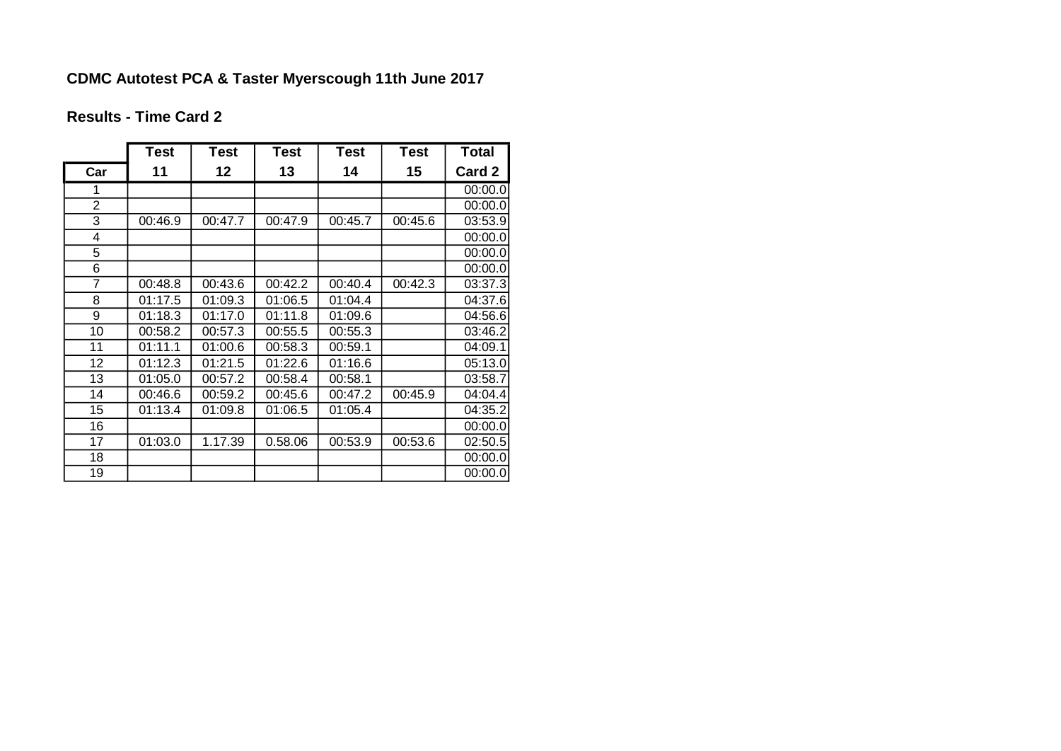**CDMC Autotest PCA & Taster Myerscough 11th June 2017**

**Results - Time Card 2**

| Car | Test 11 | Test 12 | Test 13 | Test 14 | Test 15 | Total Card 2 |
|---|---|---|---|---|---|---|
| 1 | | | | | | 00:00.0 |
| 2 | | | | | | 00:00.0 |
| 3 | 00:46.9 | 00:47.7 | 00:47.9 | 00:45.7 | 00:45.6 | 03:53.9 |
| 4 | | | | | | 00:00.0 |
| 5 | | | | | | 00:00.0 |
| 6 | | | | | | 00:00.0 |
| 7 | 00:48.8 | 00:43.6 | 00:42.2 | 00:40.4 | 00:42.3 | 03:37.3 |
| 8 | 01:17.5 | 01:09.3 | 01:06.5 | 01:04.4 | | 04:37.6 |
| 9 | 01:18.3 | 01:17.0 | 01:11.8 | 01:09.6 | | 04:56.6 |
| 10 | 00:58.2 | 00:57.3 | 00:55.5 | 00:55.3 | | 03:46.2 |
| 11 | 01:11.1 | 01:00.6 | 00:58.3 | 00:59.1 | | 04:09.1 |
| 12 | 01:12.3 | 01:21.5 | 01:22.6 | 01:16.6 | | 05:13.0 |
| 13 | 01:05.0 | 00:57.2 | 00:58.4 | 00:58.1 | | 03:58.7 |
| 14 | 00:46.6 | 00:59.2 | 00:45.6 | 00:47.2 | 00:45.9 | 04:04.4 |
| 15 | 01:13.4 | 01:09.8 | 01:06.5 | 01:05.4 | | 04:35.2 |
| 16 | | | | | | 00:00.0 |
| 17 | 01:03.0 | 1.17.39 | 0.58.06 | 00:53.9 | 00:53.6 | 02:50.5 |
| 18 | | | | | | 00:00.0 |
| 19 | | | | | | 00:00.0 |